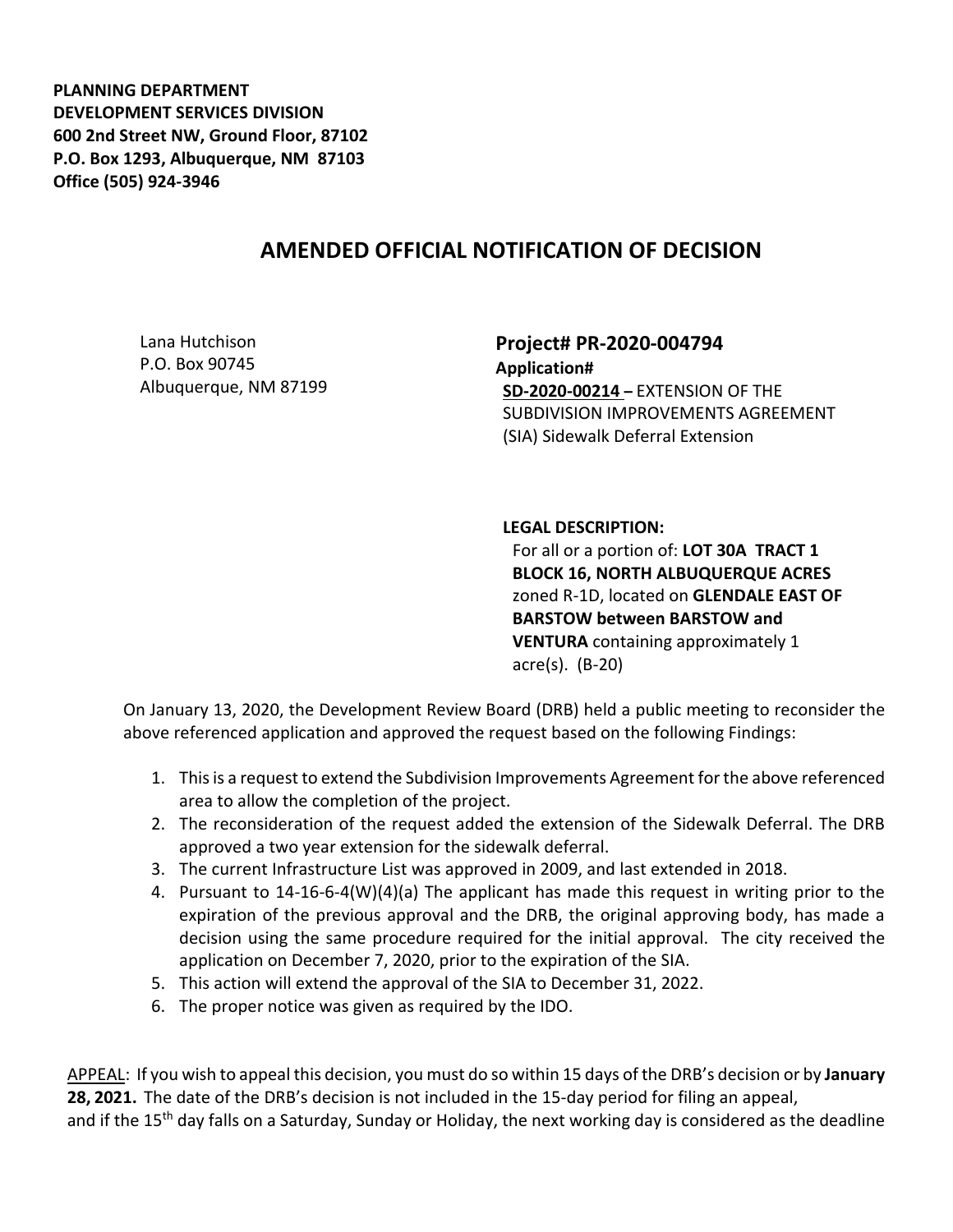**PLANNING DEPARTMENT**
**DEVELOPMENT SERVICES DIVISION**
**600 2nd Street NW, Ground Floor, 87102**
**P.O. Box 1293, Albuquerque, NM 87103**
**Office (505) 924-3946**

# AMENDED OFFICIAL NOTIFICATION OF DECISION

Lana Hutchison
P.O. Box 90745
Albuquerque, NM 87199

**Project# PR-2020-004794**
**Application#**
**SD-2020-00214** – EXTENSION OF THE SUBDIVISION IMPROVEMENTS AGREEMENT (SIA) Sidewalk Deferral Extension

**LEGAL DESCRIPTION:**
For all or a portion of: **LOT 30A TRACT 1 BLOCK 16, NORTH ALBUQUERQUE ACRES** zoned R-1D, located on **GLENDALE EAST OF BARSTOW between BARSTOW and VENTURA** containing approximately 1 acre(s). (B-20)

On January 13, 2020, the Development Review Board (DRB) held a public meeting to reconsider the above referenced application and approved the request based on the following Findings:

1. This is a request to extend the Subdivision Improvements Agreement for the above referenced area to allow the completion of the project.
2. The reconsideration of the request added the extension of the Sidewalk Deferral. The DRB approved a two year extension for the sidewalk deferral.
3. The current Infrastructure List was approved in 2009, and last extended in 2018.
4. Pursuant to 14-16-6-4(W)(4)(a) The applicant has made this request in writing prior to the expiration of the previous approval and the DRB, the original approving body, has made a decision using the same procedure required for the initial approval. The city received the application on December 7, 2020, prior to the expiration of the SIA.
5. This action will extend the approval of the SIA to December 31, 2022.
6. The proper notice was given as required by the IDO.

APPEAL: If you wish to appeal this decision, you must do so within 15 days of the DRB's decision or by **January 28, 2021.** The date of the DRB's decision is not included in the 15-day period for filing an appeal, and if the 15th day falls on a Saturday, Sunday or Holiday, the next working day is considered as the deadline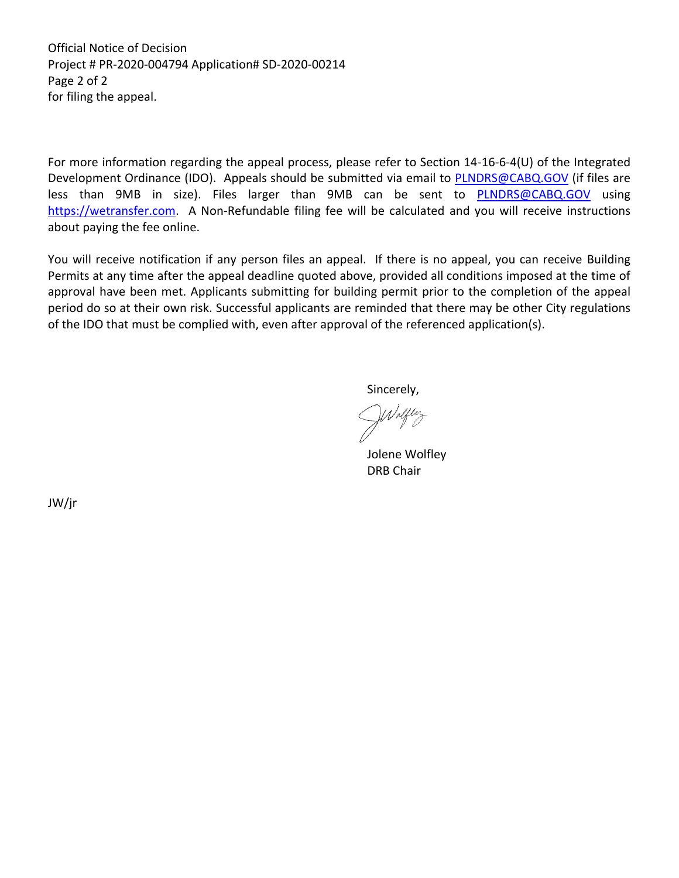for filing the appeal.

For more information regarding the appeal process, please refer to Section 14-16-6-4(U) of the Integrated Development Ordinance (IDO). Appeals should be submitted via email to PLNDRS@CABQ.GOV (if files are less than 9MB in size). Files larger than 9MB can be sent to PLNDRS@CABQ.GOV using https://wetransfer.com. A Non-Refundable filing fee will be calculated and you will receive instructions about paying the fee online.

You will receive notification if any person files an appeal. If there is no appeal, you can receive Building Permits at any time after the appeal deadline quoted above, provided all conditions imposed at the time of approval have been met. Applicants submitting for building permit prior to the completion of the appeal period do so at their own risk. Successful applicants are reminded that there may be other City regulations of the IDO that must be complied with, even after approval of the referenced application(s).

Sincerely,

Jolene Wolfley
DRB Chair

JW/jr